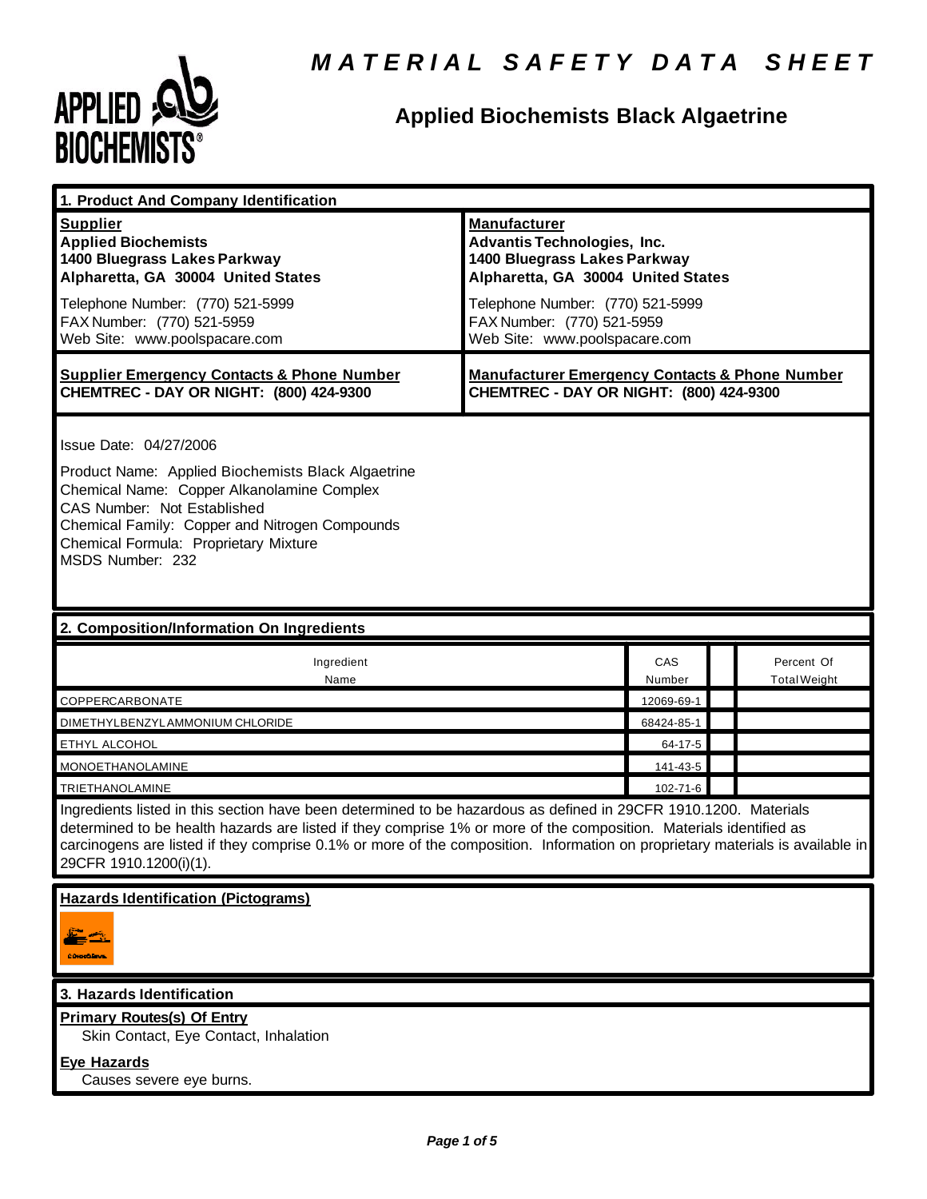# MATERIAL SAFETY DATA SHEET

## Applied Biochemists Black Algaetrine

## 1. Product And Company Identification

**Supplier**
**Applied Biochemists**
**1400 Bluegrass Lakes Parkway**
**Alpharetta, GA 30004 United States**

Telephone Number: (770) 521-5999
FAX Number: (770) 521-5959
Web Site: www.poolspacare.com

**Manufacturer**
**Advantis Technologies, Inc.**
**1400 Bluegrass Lakes Parkway**
**Alpharetta, GA 30004 United States**

Telephone Number: (770) 521-5999
FAX Number: (770) 521-5959
Web Site: www.poolspacare.com

**Supplier Emergency Contacts & Phone Number**
**CHEMTREC - DAY OR NIGHT: (800) 424-9300**

**Manufacturer Emergency Contacts & Phone Number**
**CHEMTREC - DAY OR NIGHT: (800) 424-9300**

Issue Date: 04/27/2006

Product Name: Applied Biochemists Black Algaetrine
Chemical Name: Copper Alkanolamine Complex
CAS Number: Not Established
Chemical Family: Copper and Nitrogen Compounds
Chemical Formula: Proprietary Mixture
MSDS Number: 232

## 2. Composition/Information On Ingredients

| Ingredient Name | CAS Number | | Percent Of Total Weight |
|---|---|---|---|
| COPPERCARBONATE | 12069-69-1 | | |
| DIMETHYLBENZYLAMMONIUM CHLORIDE | 68424-85-1 | | |
| ETHYL ALCOHOL | 64-17-5 | | |
| MONOETHANOLAMINE | 141-43-5 | | |
| TRIETHANOLAMINE | 102-71-6 | | |

Ingredients listed in this section have been determined to be hazardous as defined in 29CFR 1910.1200. Materials determined to be health hazards are listed if they comprise 1% or more of the composition. Materials identified as carcinogens are listed if they comprise 0.1% or more of the composition. Information on proprietary materials is available in 29CFR 1910.1200(i)(1).

**Hazards Identification (Pictograms)**

## 3. Hazards Identification

**Primary Routes(s) Of Entry**
Skin Contact, Eye Contact, Inhalation

**Eye Hazards**
Causes severe eye burns.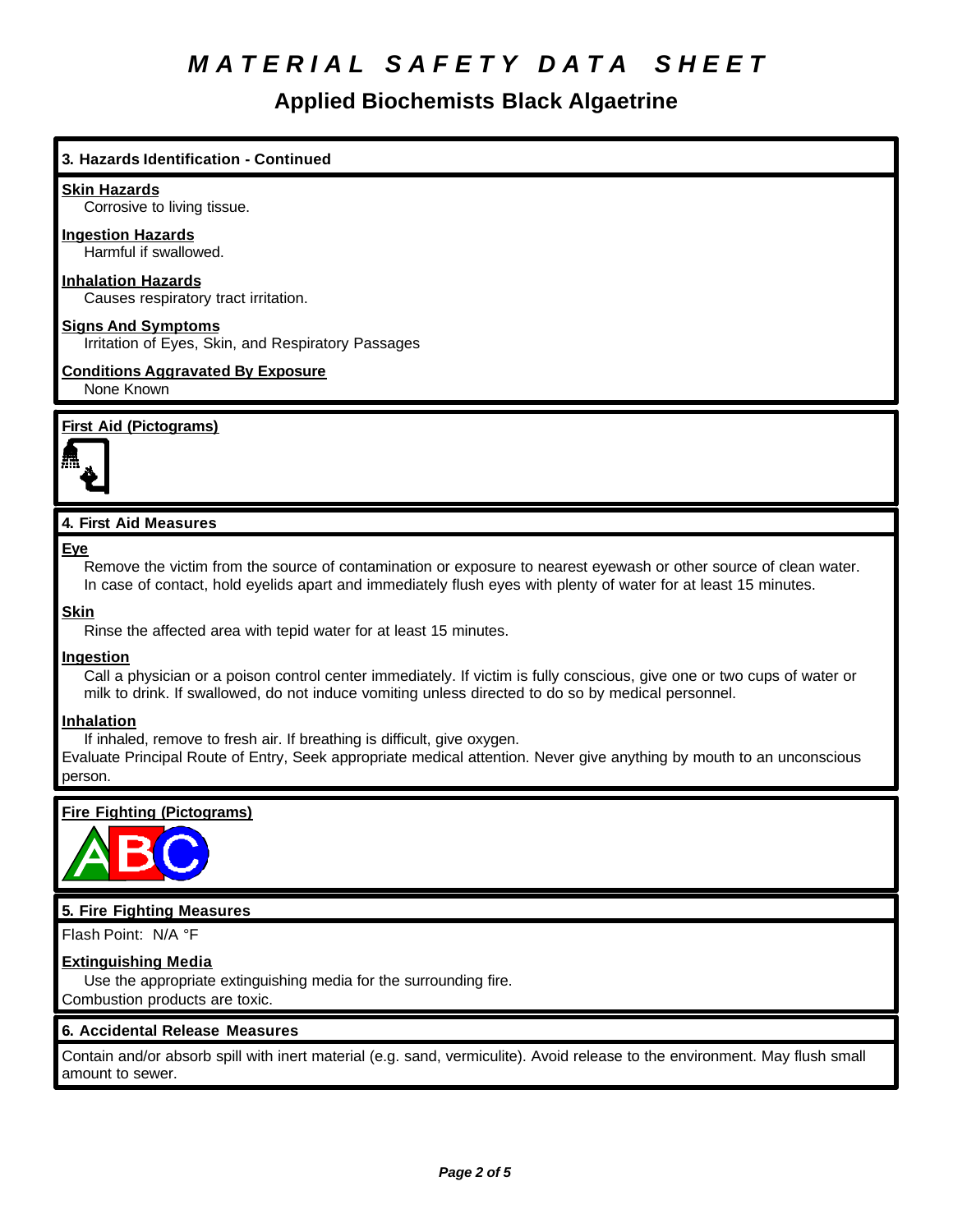# MATERIAL SAFETY DATA SHEET

## Applied Biochemists Black Algaetrine

### 3. Hazards Identification - Continued

**Skin Hazards**

Corrosive to living tissue.

**Ingestion Hazards**

Harmful if swallowed.

**Inhalation Hazards**

Causes respiratory tract irritation.

**Signs And Symptoms**

Irritation of Eyes, Skin, and Respiratory Passages

**Conditions Aggravated By Exposure**

None Known

**First Aid (Pictograms)**

### 4. First Aid Measures

**Eye**

Remove the victim from the source of contamination or exposure to nearest eyewash or other source of clean water. In case of contact, hold eyelids apart and immediately flush eyes with plenty of water for at least 15 minutes.

**Skin**

Rinse the affected area with tepid water for at least 15 minutes.

**Ingestion**

Call a physician or a poison control center immediately. If victim is fully conscious, give one or two cups of water or milk to drink. If swallowed, do not induce vomiting unless directed to do so by medical personnel.

**Inhalation**

If inhaled, remove to fresh air. If breathing is difficult, give oxygen.

Evaluate Principal Route of Entry, Seek appropriate medical attention. Never give anything by mouth to an unconscious person.

**Fire Fighting (Pictograms)**

### 5. Fire Fighting Measures

Flash Point: N/A °F

**Extinguishing Media**

Use the appropriate extinguishing media for the surrounding fire.

Combustion products are toxic.

### 6. Accidental Release Measures

Contain and/or absorb spill with inert material (e.g. sand, vermiculite). Avoid release to the environment. May flush small amount to sewer.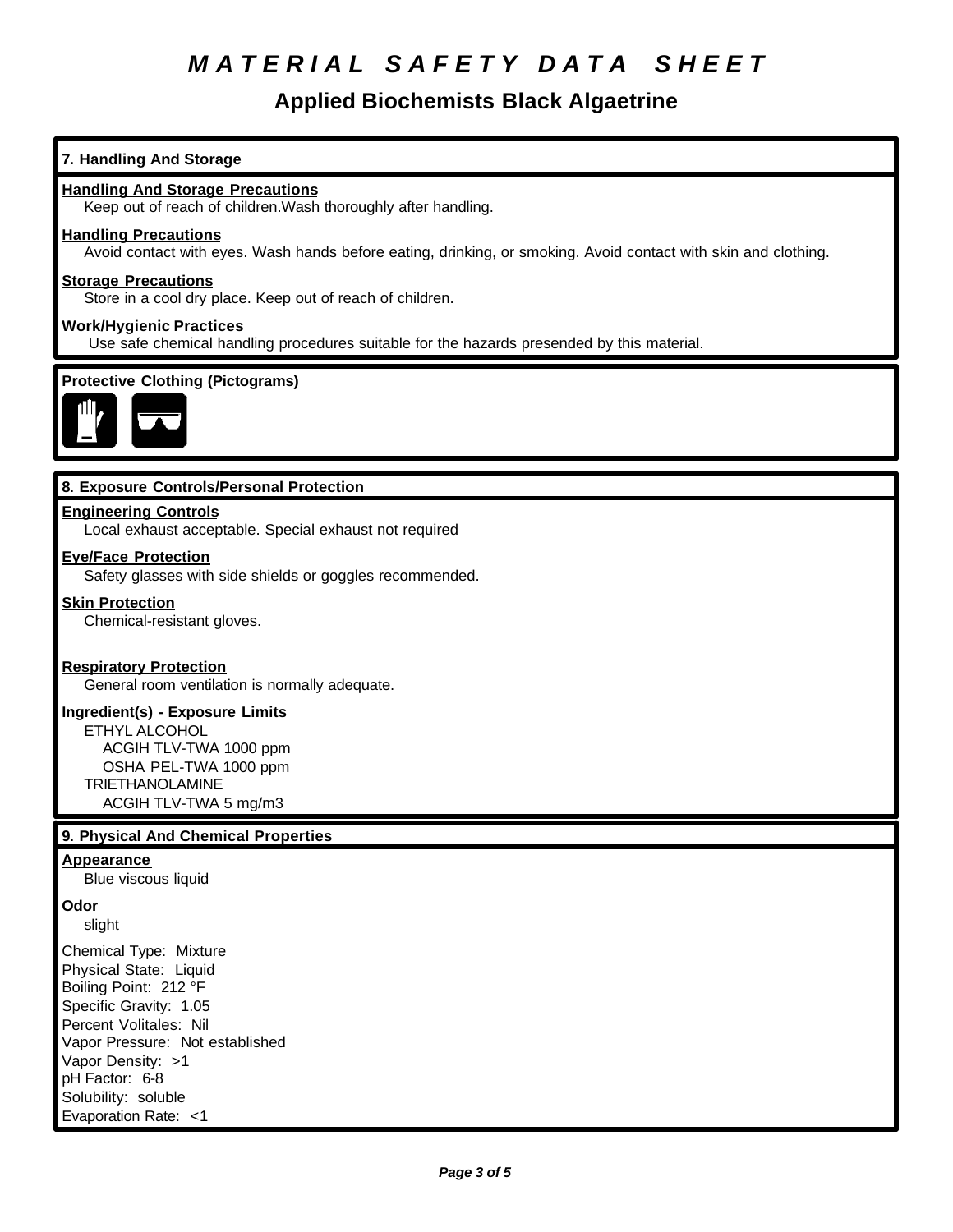// MATERIAL SAFETY DATA SHEET

# Applied Biochemists Black Algaetrine

## 7. Handling And Storage

**Handling And Storage Precautions**
Keep out of reach of children.Wash thoroughly after handling.

**Handling Precautions**
Avoid contact with eyes. Wash hands before eating, drinking, or smoking. Avoid contact with skin and clothing.

**Storage Precautions**
Store in a cool dry place. Keep out of reach of children.

**Work/Hygienic Practices**
Use safe chemical handling procedures suitable for the hazards presended by this material.

**Protective Clothing (Pictograms)**

## 8. Exposure Controls/Personal Protection

**Engineering Controls**
Local exhaust acceptable. Special exhaust not required

**Eye/Face Protection**
Safety glasses with side shields or goggles recommended.

**Skin Protection**
Chemical-resistant gloves.

**Respiratory Protection**
General room ventilation is normally adequate.

**Ingredient(s) - Exposure Limits**
ETHYL ALCOHOL
ACGIH TLV-TWA 1000 ppm
OSHA PEL-TWA 1000 ppm
TRIETHANOLAMINE
ACGIH TLV-TWA 5 mg/m3

## 9. Physical And Chemical Properties

**Appearance**
Blue viscous liquid

**Odor**
slight

Chemical Type: Mixture
Physical State: Liquid
Boiling Point: 212 °F
Specific Gravity: 1.05
Percent Volitales: Nil
Vapor Pressure: Not established
Vapor Density: >1
pH Factor: 6-8
Solubility: soluble
Evaporation Rate: <1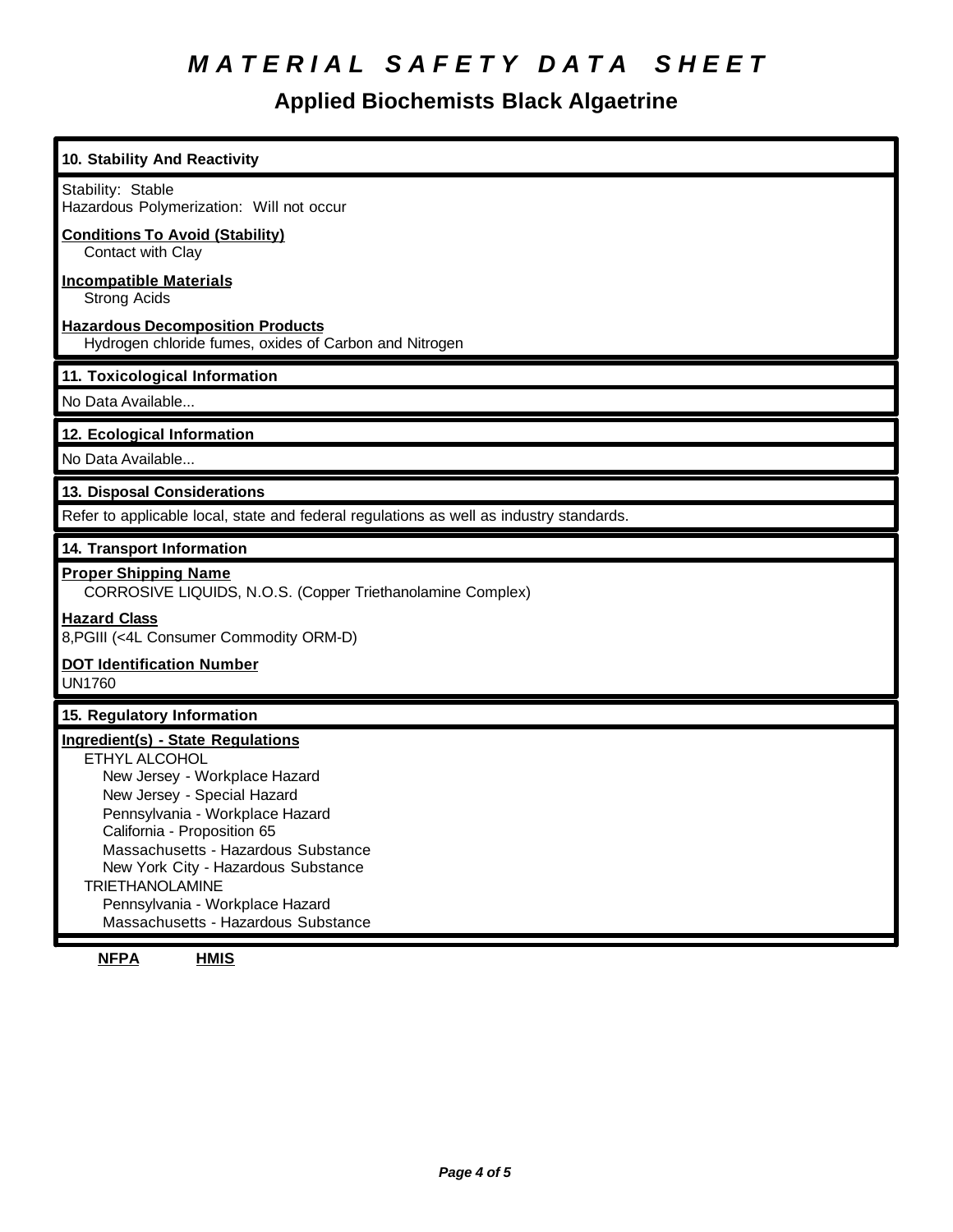# MATERIAL SAFETY DATA SHEET

## Applied Biochemists Black Algaetrine

### 10. Stability And Reactivity

Stability: Stable
Hazardous Polymerization: Will not occur

**Conditions To Avoid (Stability)**
Contact with Clay

**Incompatible Materials**
Strong Acids

**Hazardous Decomposition Products**
Hydrogen chloride fumes, oxides of Carbon and Nitrogen

### 11. Toxicological Information

No Data Available...

### 12. Ecological Information

No Data Available...

### 13. Disposal Considerations

Refer to applicable local, state and federal regulations as well as industry standards.

### 14. Transport Information

**Proper Shipping Name**
CORROSIVE LIQUIDS, N.O.S. (Copper Triethanolamine Complex)

**Hazard Class**
8,PGIII (<4L Consumer Commodity ORM-D)

**DOT Identification Number**
UN1760

### 15. Regulatory Information

**Ingredient(s) - State Regulations**

ETHYL ALCOHOL
- New Jersey - Workplace Hazard
- New Jersey - Special Hazard
- Pennsylvania - Workplace Hazard
- California - Proposition 65
- Massachusetts - Hazardous Substance
- New York City - Hazardous Substance

TRIETHANOLAMINE
- Pennsylvania - Workplace Hazard
- Massachusetts - Hazardous Substance

**NFPA** **HMIS**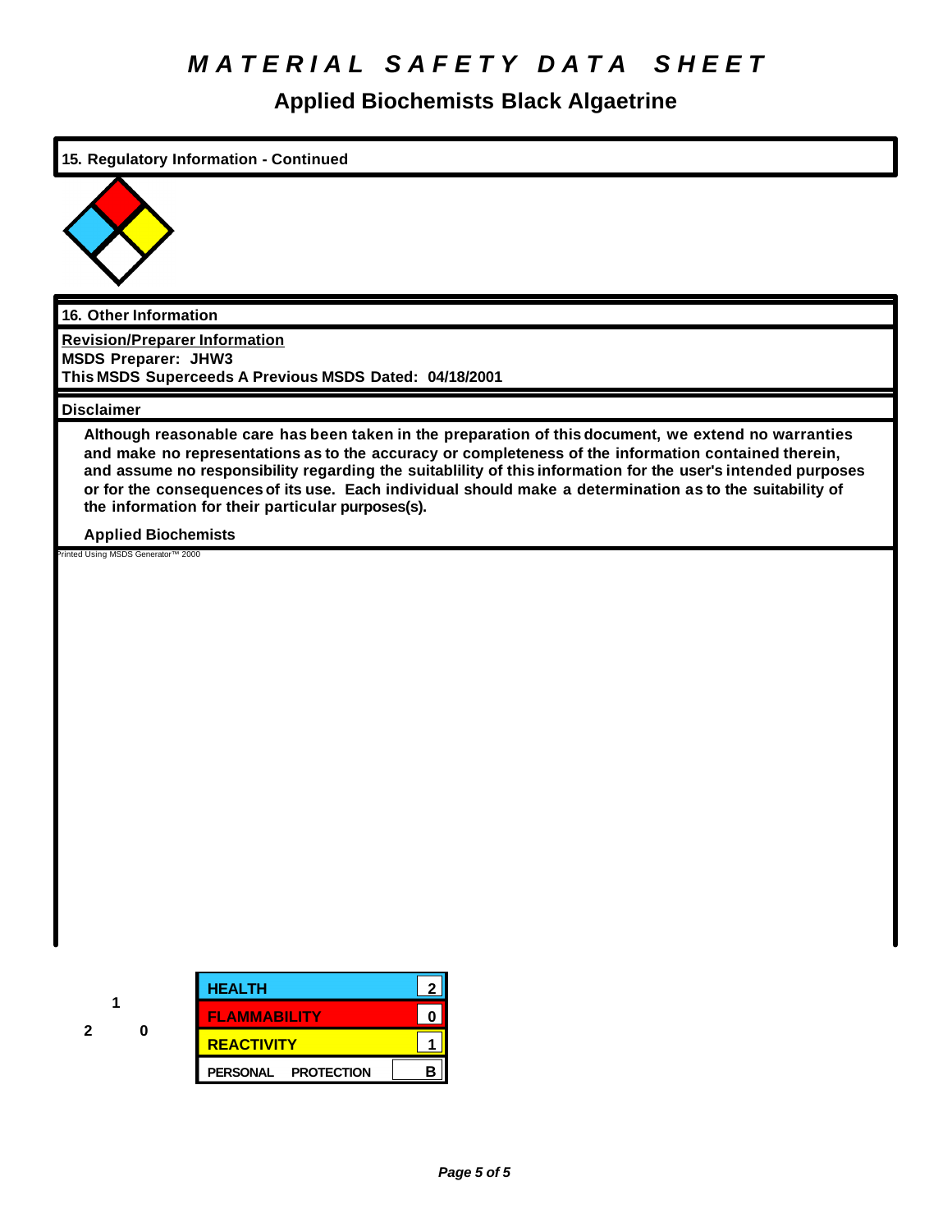# MATERIAL SAFETY DATA SHEET

## Applied Biochemists Black Algaetrine

### 15. Regulatory Information - Continued

### 16. Other Information

**Revision/Preparer Information**

**MSDS Preparer: JHW3**

**This MSDS Superceeds A Previous MSDS Dated: 04/18/2001**

**Disclaimer**

**Although reasonable care has been taken in the preparation of this document, we extend no warranties and make no representations as to the accuracy or completeness of the information contained therein, and assume no responsibility regarding the suitablility of this information for the user's intended purposes or for the consequences of its use. Each individual should make a determination as to the suitability of the information for their particular purposes(s).**

**Applied Biochemists**

Printed Using MSDS Generator™ 2000

1

2 0

| | |
|---|---|
| HEALTH | 2 |
| FLAMMABILITY | 0 |
| REACTIVITY | 1 |
| PERSONAL PROTECTION | B |